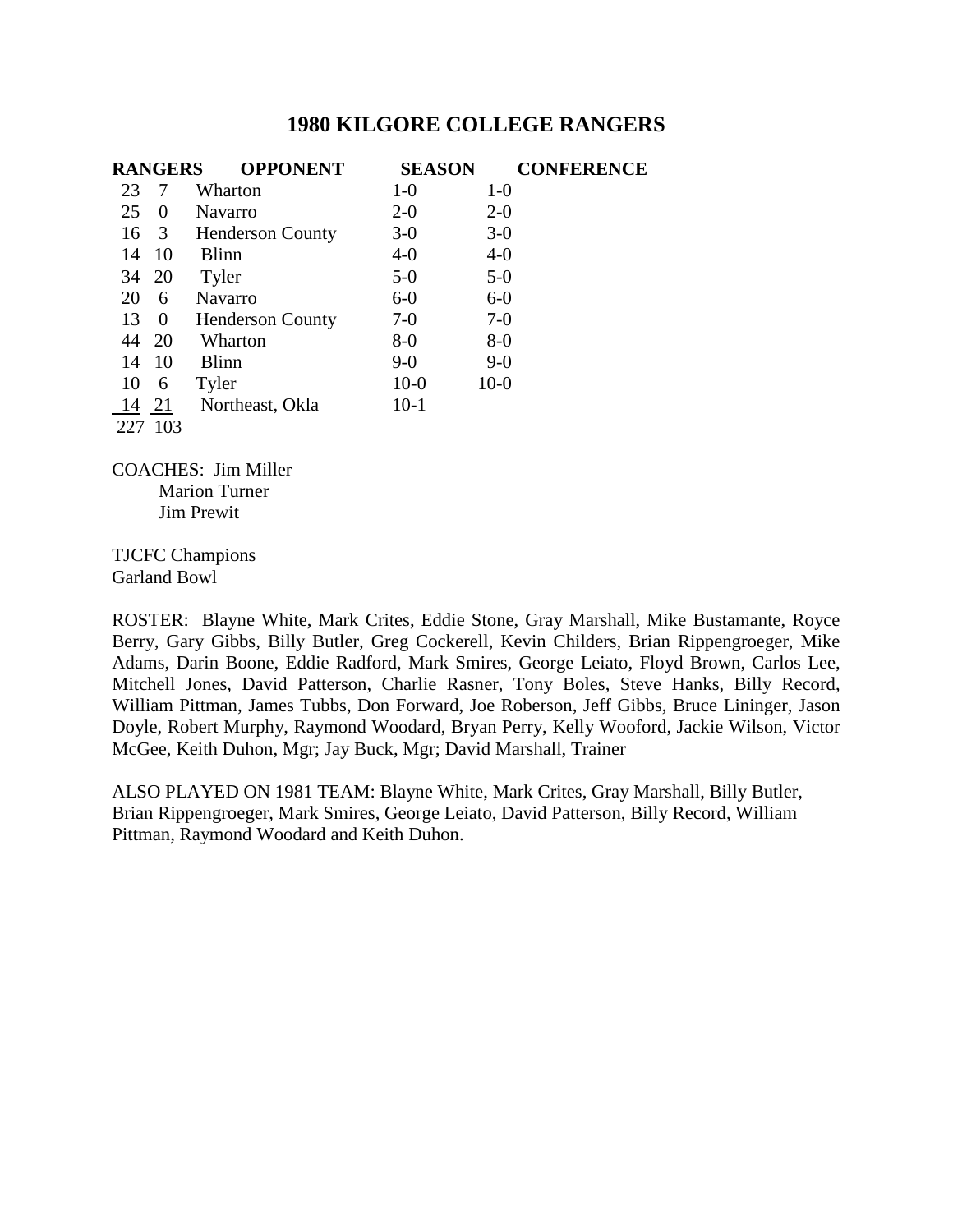# 1980 KILGORE COLLEGE RANGERS

| RANGERS | OPPONENT | | SEASON | CONFERENCE |
|---|---|---|---|---|
| 23 | 7 | Wharton | 1-0 | 1-0 |
| 25 | 0 | Navarro | 2-0 | 2-0 |
| 16 | 3 | Henderson County | 3-0 | 3-0 |
| 14 | 10 | Blinn | 4-0 | 4-0 |
| 34 | 20 | Tyler | 5-0 | 5-0 |
| 20 | 6 | Navarro | 6-0 | 6-0 |
| 13 | 0 | Henderson County | 7-0 | 7-0 |
| 44 | 20 | Wharton | 8-0 | 8-0 |
| 14 | 10 | Blinn | 9-0 | 9-0 |
| 10 | 6 | Tyler | 10-0 | 10-0 |
| 14 | 21 | Northeast, Okla | 10-1 | |
| 227 | 103 | | | |

COACHES: Jim Miller
Marion Turner
Jim Prewit

TJCFC Champions
Garland Bowl

ROSTER: Blayne White, Mark Crites, Eddie Stone, Gray Marshall, Mike Bustamante, Royce Berry, Gary Gibbs, Billy Butler, Greg Cockerell, Kevin Childers, Brian Rippengroeger, Mike Adams, Darin Boone, Eddie Radford, Mark Smires, George Leiato, Floyd Brown, Carlos Lee, Mitchell Jones, David Patterson, Charlie Rasner, Tony Boles, Steve Hanks, Billy Record, William Pittman, James Tubbs, Don Forward, Joe Roberson, Jeff Gibbs, Bruce Lininger, Jason Doyle, Robert Murphy, Raymond Woodard, Bryan Perry, Kelly Wooford, Jackie Wilson, Victor McGee, Keith Duhon, Mgr; Jay Buck, Mgr; David Marshall, Trainer

ALSO PLAYED ON 1981 TEAM: Blayne White, Mark Crites, Gray Marshall, Billy Butler, Brian Rippengroeger, Mark Smires, George Leiato, David Patterson, Billy Record, William Pittman, Raymond Woodard and Keith Duhon.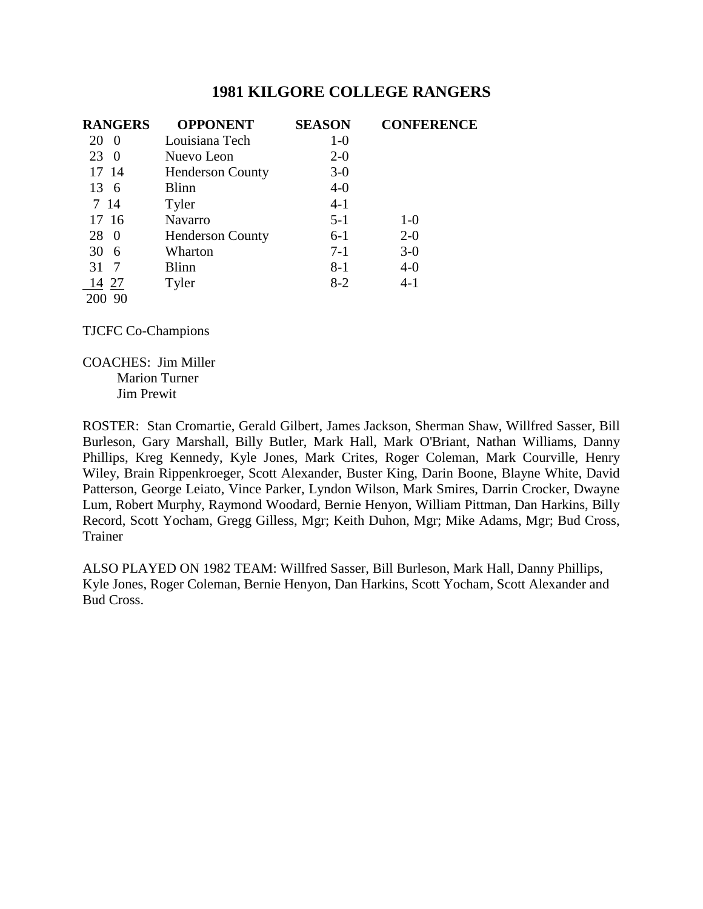# 1981 KILGORE COLLEGE RANGERS

| RANGERS | OPPONENT | SEASON | CONFERENCE |
|---|---|---|---|
| 20 0 | Louisiana Tech | 1-0 | |
| 23 0 | Nuevo Leon | 2-0 | |
| 17 14 | Henderson County | 3-0 | |
| 13 6 | Blinn | 4-0 | |
| 7 14 | Tyler | 4-1 | |
| 17 16 | Navarro | 5-1 | 1-0 |
| 28 0 | Henderson County | 6-1 | 2-0 |
| 30 6 | Wharton | 7-1 | 3-0 |
| 31 7 | Blinn | 8-1 | 4-0 |
| 14 27 | Tyler | 8-2 | 4-1 |
| 200 90 | | | |

TJCFC Co-Champions

COACHES: Jim Miller
Marion Turner
Jim Prewit

ROSTER: Stan Cromartie, Gerald Gilbert, James Jackson, Sherman Shaw, Willfred Sasser, Bill Burleson, Gary Marshall, Billy Butler, Mark Hall, Mark O'Briant, Nathan Williams, Danny Phillips, Kreg Kennedy, Kyle Jones, Mark Crites, Roger Coleman, Mark Courville, Henry Wiley, Brain Rippenkroeger, Scott Alexander, Buster King, Darin Boone, Blayne White, David Patterson, George Leiato, Vince Parker, Lyndon Wilson, Mark Smires, Darrin Crocker, Dwayne Lum, Robert Murphy, Raymond Woodard, Bernie Henyon, William Pittman, Dan Harkins, Billy Record, Scott Yocham, Gregg Gilless, Mgr; Keith Duhon, Mgr; Mike Adams, Mgr; Bud Cross, Trainer

ALSO PLAYED ON 1982 TEAM: Willfred Sasser, Bill Burleson, Mark Hall, Danny Phillips, Kyle Jones, Roger Coleman, Bernie Henyon, Dan Harkins, Scott Yocham, Scott Alexander and Bud Cross.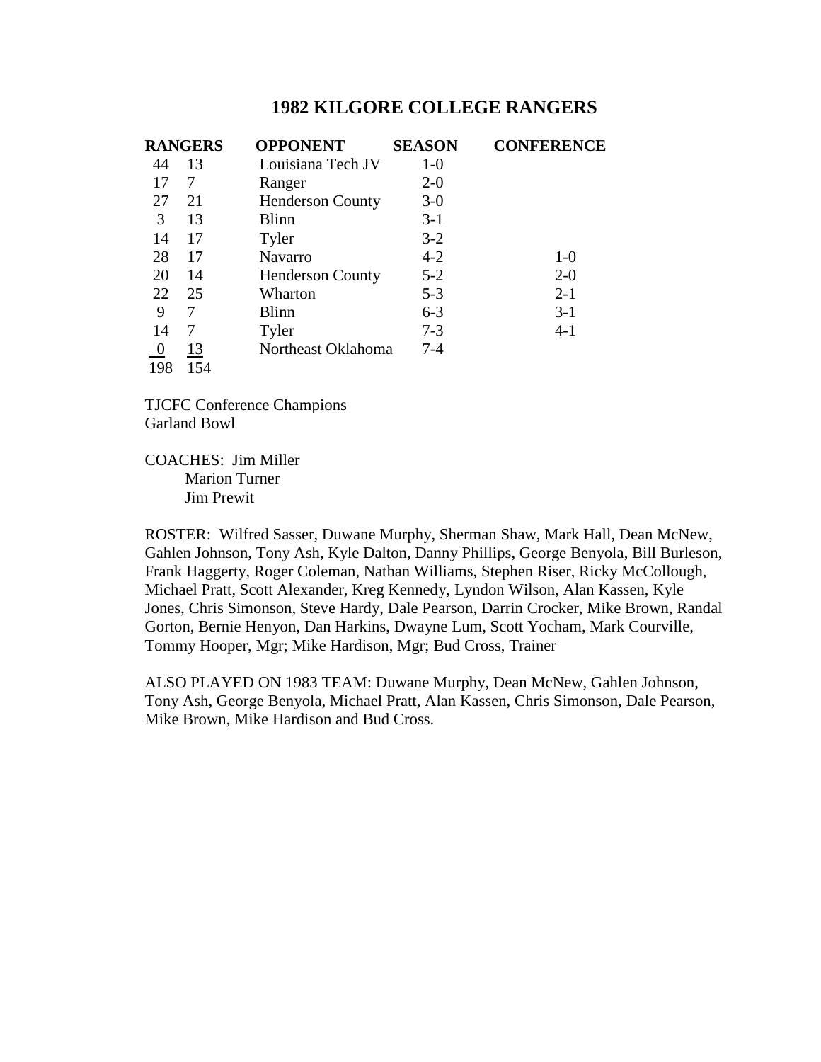# 1982 KILGORE COLLEGE RANGERS

| RANGERS | | OPPONENT | SEASON | CONFERENCE |
|---|---|---|---|---|
| 44 | 13 | Louisiana Tech JV | 1-0 | |
| 17 | 7 | Ranger | 2-0 | |
| 27 | 21 | Henderson County | 3-0 | |
| 3 | 13 | Blinn | 3-1 | |
| 14 | 17 | Tyler | 3-2 | |
| 28 | 17 | Navarro | 4-2 | 1-0 |
| 20 | 14 | Henderson County | 5-2 | 2-0 |
| 22 | 25 | Wharton | 5-3 | 2-1 |
| 9 | 7 | Blinn | 6-3 | 3-1 |
| 14 | 7 | Tyler | 7-3 | 4-1 |
| 0 | 13 | Northeast Oklahoma | 7-4 | |
| 198 | 154 | | | |

TJCFC Conference Champions
Garland Bowl

COACHES: Jim Miller
Marion Turner
Jim Prewit

ROSTER: Wilfred Sasser, Duwane Murphy, Sherman Shaw, Mark Hall, Dean McNew, Gahlen Johnson, Tony Ash, Kyle Dalton, Danny Phillips, George Benyola, Bill Burleson, Frank Haggerty, Roger Coleman, Nathan Williams, Stephen Riser, Ricky McCollough, Michael Pratt, Scott Alexander, Kreg Kennedy, Lyndon Wilson, Alan Kassen, Kyle Jones, Chris Simonson, Steve Hardy, Dale Pearson, Darrin Crocker, Mike Brown, Randal Gorton, Bernie Henyon, Dan Harkins, Dwayne Lum, Scott Yocham, Mark Courville, Tommy Hooper, Mgr; Mike Hardison, Mgr; Bud Cross, Trainer

ALSO PLAYED ON 1983 TEAM: Duwane Murphy, Dean McNew, Gahlen Johnson, Tony Ash, George Benyola, Michael Pratt, Alan Kassen, Chris Simonson, Dale Pearson, Mike Brown, Mike Hardison and Bud Cross.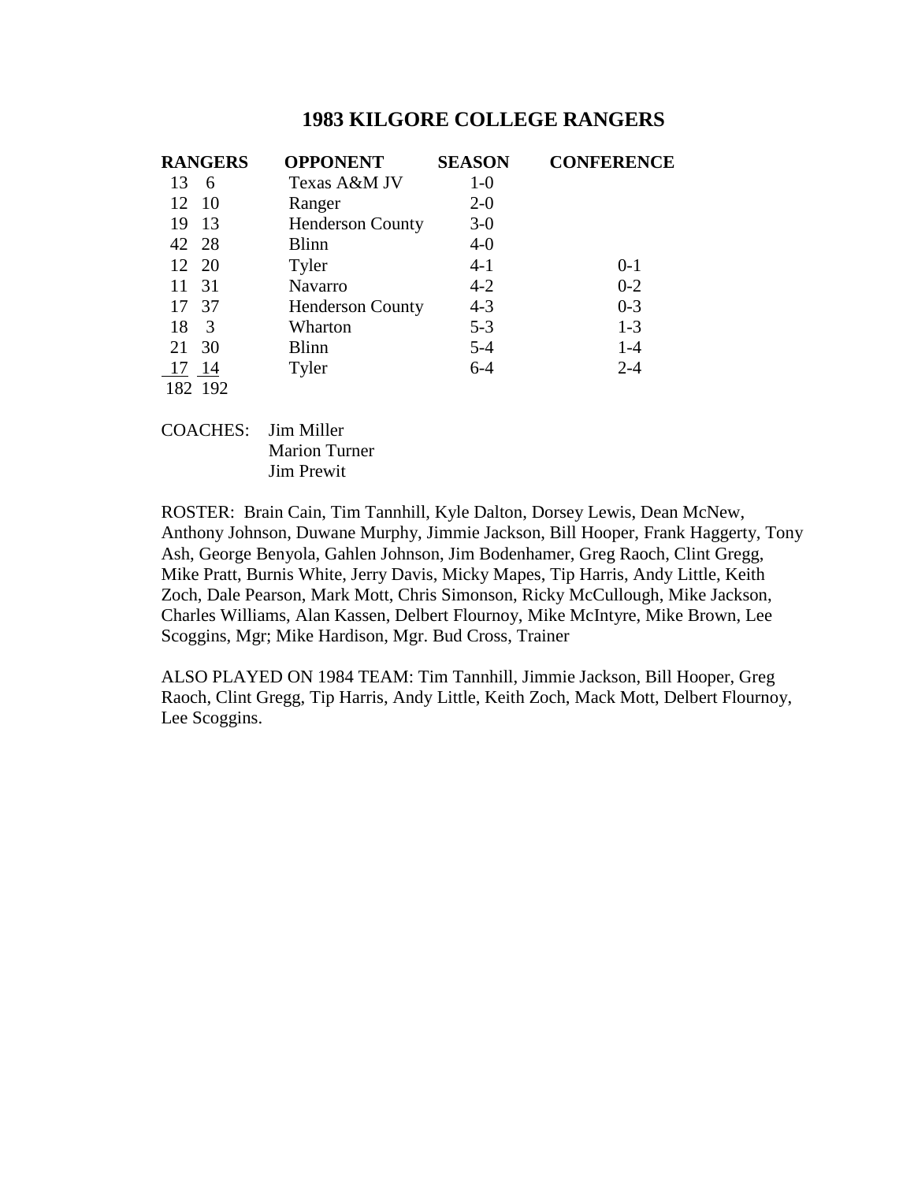# 1983 KILGORE COLLEGE RANGERS

| RANGERS | | OPPONENT | SEASON | CONFERENCE |
|---|---|---|---|---|
| 13 | 6 | Texas A&M JV | 1-0 | |
| 12 | 10 | Ranger | 2-0 | |
| 19 | 13 | Henderson County | 3-0 | |
| 42 | 28 | Blinn | 4-0 | |
| 12 | 20 | Tyler | 4-1 | 0-1 |
| 11 | 31 | Navarro | 4-2 | 0-2 |
| 17 | 37 | Henderson County | 4-3 | 0-3 |
| 18 | 3 | Wharton | 5-3 | 1-3 |
| 21 | 30 | Blinn | 5-4 | 1-4 |
| 17 | 14 | Tyler | 6-4 | 2-4 |
| 182 | 192 | | | |

COACHES: Jim Miller
Marion Turner
Jim Prewit

ROSTER: Brain Cain, Tim Tannhill, Kyle Dalton, Dorsey Lewis, Dean McNew, Anthony Johnson, Duwane Murphy, Jimmie Jackson, Bill Hooper, Frank Haggerty, Tony Ash, George Benyola, Gahlen Johnson, Jim Bodenhamer, Greg Raoch, Clint Gregg, Mike Pratt, Burnis White, Jerry Davis, Micky Mapes, Tip Harris, Andy Little, Keith Zoch, Dale Pearson, Mark Mott, Chris Simonson, Ricky McCullough, Mike Jackson, Charles Williams, Alan Kassen, Delbert Flournoy, Mike McIntyre, Mike Brown, Lee Scoggins, Mgr; Mike Hardison, Mgr. Bud Cross, Trainer

ALSO PLAYED ON 1984 TEAM: Tim Tannhill, Jimmie Jackson, Bill Hooper, Greg Raoch, Clint Gregg, Tip Harris, Andy Little, Keith Zoch, Mack Mott, Delbert Flournoy, Lee Scoggins.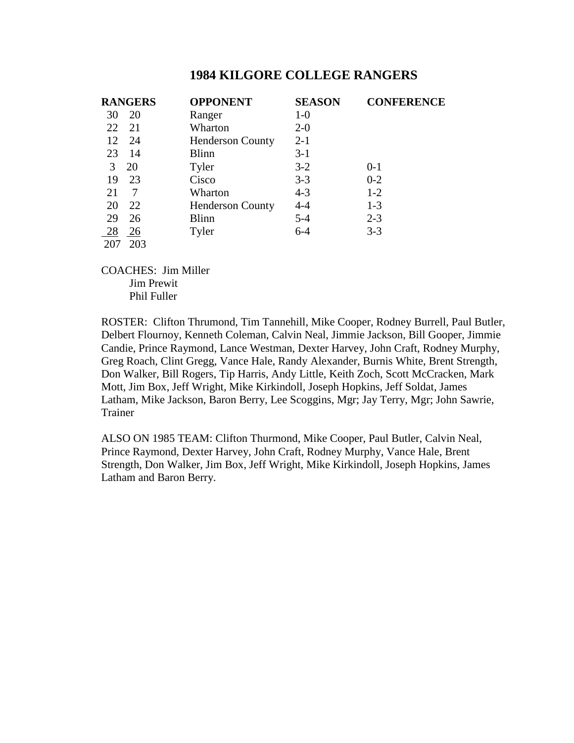# 1984 KILGORE COLLEGE RANGERS

| RANGERS | | OPPONENT | SEASON | CONFERENCE |
|---|---|---|---|---|
| 30 | 20 | Ranger | 1-0 | |
| 22 | 21 | Wharton | 2-0 | |
| 12 | 24 | Henderson County | 2-1 | |
| 23 | 14 | Blinn | 3-1 | |
| 3 | 20 | Tyler | 3-2 | 0-1 |
| 19 | 23 | Cisco | 3-3 | 0-2 |
| 21 | 7 | Wharton | 4-3 | 1-2 |
| 20 | 22 | Henderson County | 4-4 | 1-3 |
| 29 | 26 | Blinn | 5-4 | 2-3 |
| 28 | 26 | Tyler | 6-4 | 3-3 |
| 207 | 203 | | | |

COACHES: Jim Miller
Jim Prewit
Phil Fuller

ROSTER: Clifton Thrumond, Tim Tannehill, Mike Cooper, Rodney Burrell, Paul Butler, Delbert Flournoy, Kenneth Coleman, Calvin Neal, Jimmie Jackson, Bill Gooper, Jimmie Candie, Prince Raymond, Lance Westman, Dexter Harvey, John Craft, Rodney Murphy, Greg Roach, Clint Gregg, Vance Hale, Randy Alexander, Burnis White, Brent Strength, Don Walker, Bill Rogers, Tip Harris, Andy Little, Keith Zoch, Scott McCracken, Mark Mott, Jim Box, Jeff Wright, Mike Kirkindoll, Joseph Hopkins, Jeff Soldat, James Latham, Mike Jackson, Baron Berry, Lee Scoggins, Mgr; Jay Terry, Mgr; John Sawrie, Trainer

ALSO ON 1985 TEAM: Clifton Thurmond, Mike Cooper, Paul Butler, Calvin Neal, Prince Raymond, Dexter Harvey, John Craft, Rodney Murphy, Vance Hale, Brent Strength, Don Walker, Jim Box, Jeff Wright, Mike Kirkindoll, Joseph Hopkins, James Latham and Baron Berry.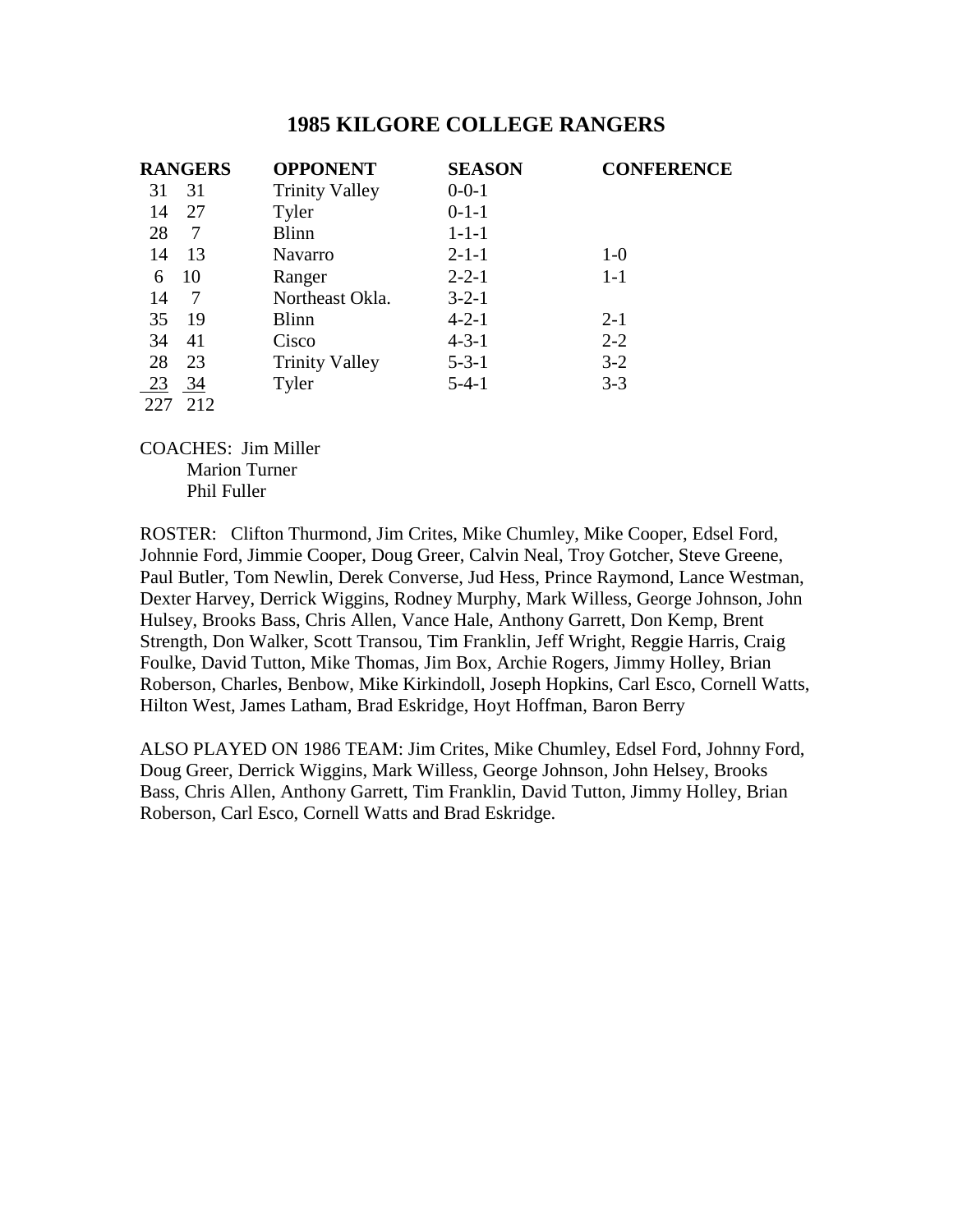# 1985 KILGORE COLLEGE RANGERS

| RANGERS | | OPPONENT | SEASON | CONFERENCE |
|---|---|---|---|---|
| 31 | 31 | Trinity Valley | 0-0-1 | |
| 14 | 27 | Tyler | 0-1-1 | |
| 28 | 7 | Blinn | 1-1-1 | |
| 14 | 13 | Navarro | 2-1-1 | 1-0 |
| 6 | 10 | Ranger | 2-2-1 | 1-1 |
| 14 | 7 | Northeast Okla. | 3-2-1 | |
| 35 | 19 | Blinn | 4-2-1 | 2-1 |
| 34 | 41 | Cisco | 4-3-1 | 2-2 |
| 28 | 23 | Trinity Valley | 5-3-1 | 3-2 |
| 23 | 34 | Tyler | 5-4-1 | 3-3 |
| 227 | 212 | | | |

COACHES: Jim Miller
Marion Turner
Phil Fuller

ROSTER: Clifton Thurmond, Jim Crites, Mike Chumley, Mike Cooper, Edsel Ford, Johnnie Ford, Jimmie Cooper, Doug Greer, Calvin Neal, Troy Gotcher, Steve Greene, Paul Butler, Tom Newlin, Derek Converse, Jud Hess, Prince Raymond, Lance Westman, Dexter Harvey, Derrick Wiggins, Rodney Murphy, Mark Willess, George Johnson, John Hulsey, Brooks Bass, Chris Allen, Vance Hale, Anthony Garrett, Don Kemp, Brent Strength, Don Walker, Scott Transou, Tim Franklin, Jeff Wright, Reggie Harris, Craig Foulke, David Tutton, Mike Thomas, Jim Box, Archie Rogers, Jimmy Holley, Brian Roberson, Charles, Benbow, Mike Kirkindoll, Joseph Hopkins, Carl Esco, Cornell Watts, Hilton West, James Latham, Brad Eskridge, Hoyt Hoffman, Baron Berry

ALSO PLAYED ON 1986 TEAM: Jim Crites, Mike Chumley, Edsel Ford, Johnny Ford, Doug Greer, Derrick Wiggins, Mark Willess, George Johnson, John Helsey, Brooks Bass, Chris Allen, Anthony Garrett, Tim Franklin, David Tutton, Jimmy Holley, Brian Roberson, Carl Esco, Cornell Watts and Brad Eskridge.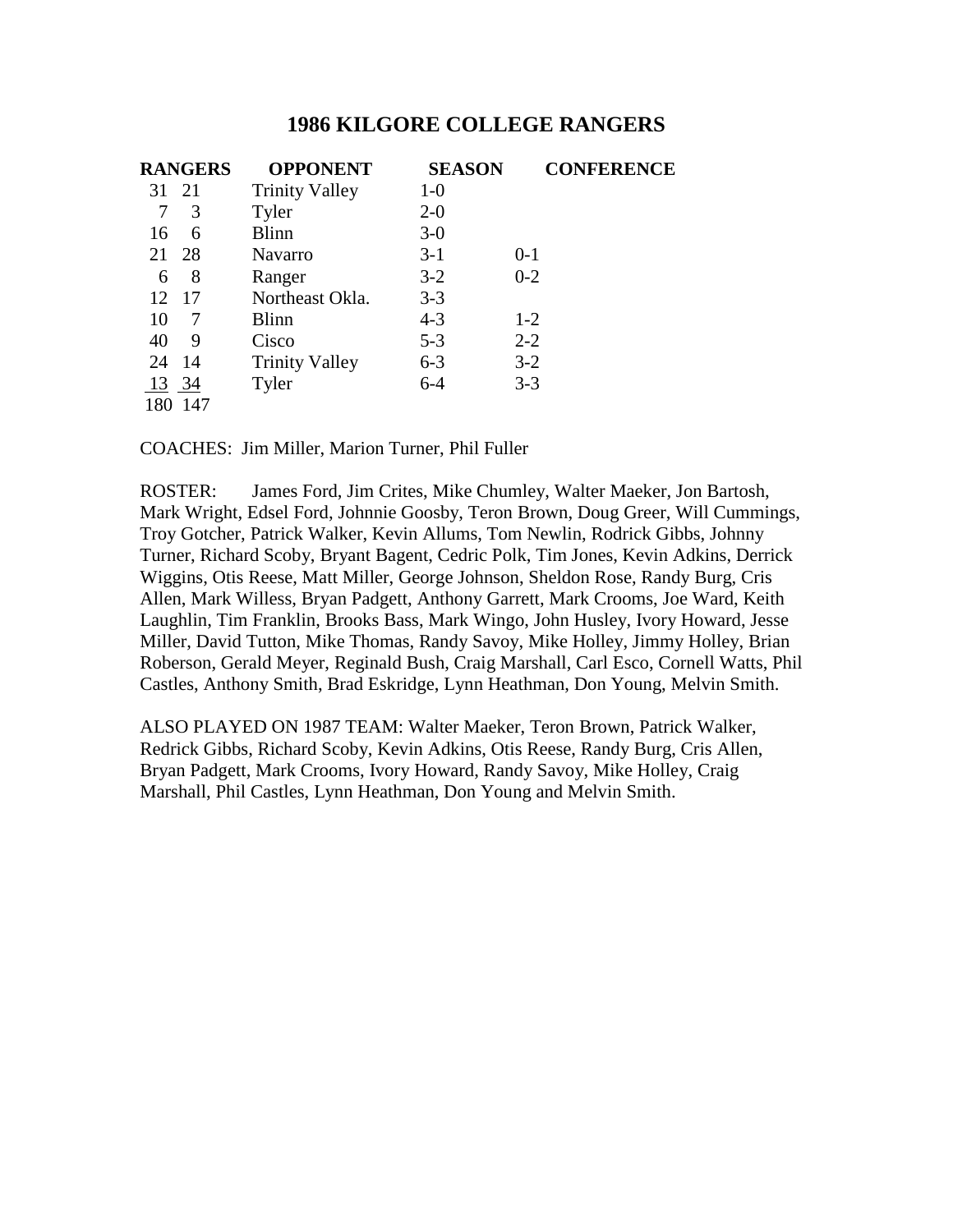# 1986 KILGORE COLLEGE RANGERS

| RANGERS | | OPPONENT | SEASON | CONFERENCE |
|---|---|---|---|---|
| 31 | 21 | Trinity Valley | 1-0 | |
| 7 | 3 | Tyler | 2-0 | |
| 16 | 6 | Blinn | 3-0 | |
| 21 | 28 | Navarro | 3-1 | 0-1 |
| 6 | 8 | Ranger | 3-2 | 0-2 |
| 12 | 17 | Northeast Okla. | 3-3 | |
| 10 | 7 | Blinn | 4-3 | 1-2 |
| 40 | 9 | Cisco | 5-3 | 2-2 |
| 24 | 14 | Trinity Valley | 6-3 | 3-2 |
| 13 | 34 | Tyler | 6-4 | 3-3 |
| 180 | 147 | | | |

COACHES: Jim Miller, Marion Turner, Phil Fuller

ROSTER: James Ford, Jim Crites, Mike Chumley, Walter Maeker, Jon Bartosh, Mark Wright, Edsel Ford, Johnnie Goosby, Teron Brown, Doug Greer, Will Cummings, Troy Gotcher, Patrick Walker, Kevin Allums, Tom Newlin, Rodrick Gibbs, Johnny Turner, Richard Scoby, Bryant Bagent, Cedric Polk, Tim Jones, Kevin Adkins, Derrick Wiggins, Otis Reese, Matt Miller, George Johnson, Sheldon Rose, Randy Burg, Cris Allen, Mark Willess, Bryan Padgett, Anthony Garrett, Mark Crooms, Joe Ward, Keith Laughlin, Tim Franklin, Brooks Bass, Mark Wingo, John Husley, Ivory Howard, Jesse Miller, David Tutton, Mike Thomas, Randy Savoy, Mike Holley, Jimmy Holley, Brian Roberson, Gerald Meyer, Reginald Bush, Craig Marshall, Carl Esco, Cornell Watts, Phil Castles, Anthony Smith, Brad Eskridge, Lynn Heathman, Don Young, Melvin Smith.

ALSO PLAYED ON 1987 TEAM: Walter Maeker, Teron Brown, Patrick Walker, Redrick Gibbs, Richard Scoby, Kevin Adkins, Otis Reese, Randy Burg, Cris Allen, Bryan Padgett, Mark Crooms, Ivory Howard, Randy Savoy, Mike Holley, Craig Marshall, Phil Castles, Lynn Heathman, Don Young and Melvin Smith.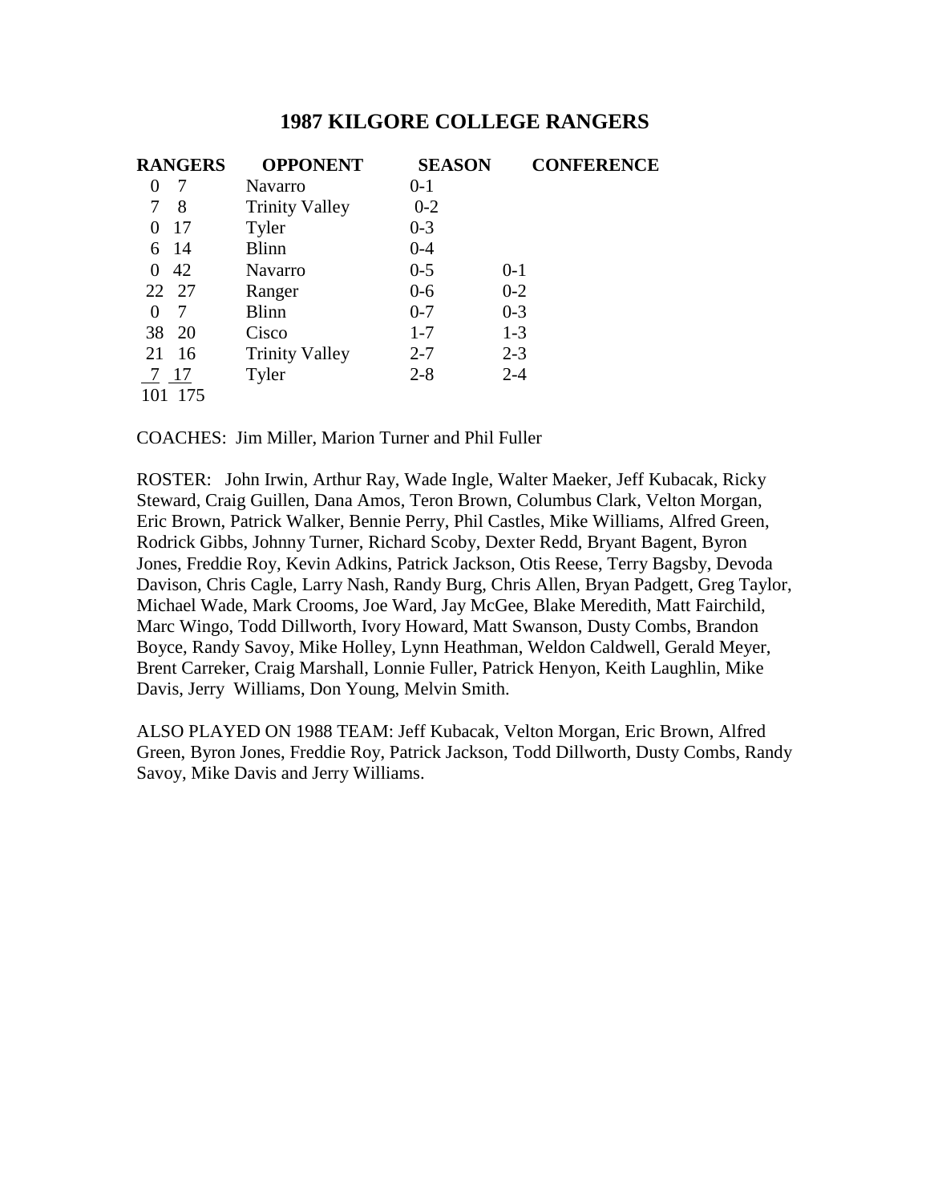# 1987 KILGORE COLLEGE RANGERS

| RANGERS | | OPPONENT | SEASON | CONFERENCE |
|---|---|---|---|---|
| 0 | 7 | Navarro | 0-1 | |
| 7 | 8 | Trinity Valley | 0-2 | |
| 0 | 17 | Tyler | 0-3 | |
| 6 | 14 | Blinn | 0-4 | |
| 0 | 42 | Navarro | 0-5 | 0-1 |
| 22 | 27 | Ranger | 0-6 | 0-2 |
| 0 | 7 | Blinn | 0-7 | 0-3 |
| 38 | 20 | Cisco | 1-7 | 1-3 |
| 21 | 16 | Trinity Valley | 2-7 | 2-3 |
| 7 | 17 | Tyler | 2-8 | 2-4 |
| 101 | 175 | | | |

COACHES: Jim Miller, Marion Turner and Phil Fuller

ROSTER: John Irwin, Arthur Ray, Wade Ingle, Walter Maeker, Jeff Kubacak, Ricky Steward, Craig Guillen, Dana Amos, Teron Brown, Columbus Clark, Velton Morgan, Eric Brown, Patrick Walker, Bennie Perry, Phil Castles, Mike Williams, Alfred Green, Rodrick Gibbs, Johnny Turner, Richard Scoby, Dexter Redd, Bryant Bagent, Byron Jones, Freddie Roy, Kevin Adkins, Patrick Jackson, Otis Reese, Terry Bagsby, Devoda Davison, Chris Cagle, Larry Nash, Randy Burg, Chris Allen, Bryan Padgett, Greg Taylor, Michael Wade, Mark Crooms, Joe Ward, Jay McGee, Blake Meredith, Matt Fairchild, Marc Wingo, Todd Dillworth, Ivory Howard, Matt Swanson, Dusty Combs, Brandon Boyce, Randy Savoy, Mike Holley, Lynn Heathman, Weldon Caldwell, Gerald Meyer, Brent Carreker, Craig Marshall, Lonnie Fuller, Patrick Henyon, Keith Laughlin, Mike Davis, Jerry Williams, Don Young, Melvin Smith.

ALSO PLAYED ON 1988 TEAM: Jeff Kubacak, Velton Morgan, Eric Brown, Alfred Green, Byron Jones, Freddie Roy, Patrick Jackson, Todd Dillworth, Dusty Combs, Randy Savoy, Mike Davis and Jerry Williams.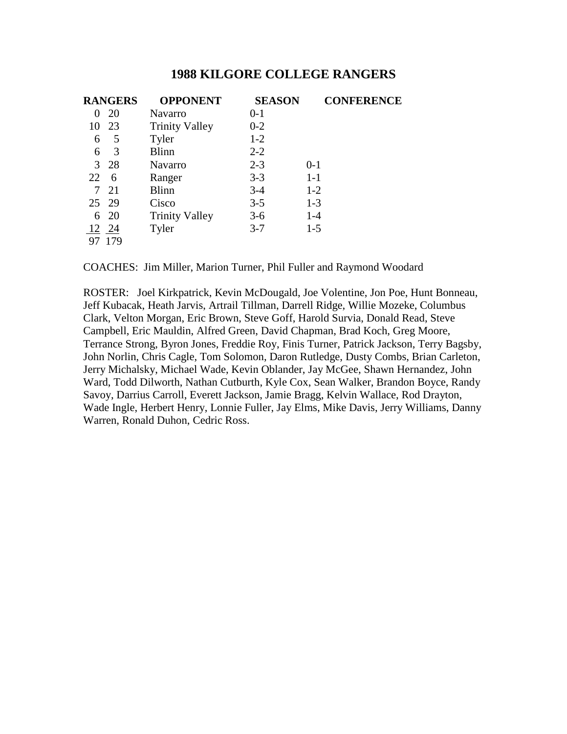# 1988 KILGORE COLLEGE RANGERS

| RANGERS | | OPPONENT | SEASON | CONFERENCE |
|---|---|---|---|---|
| 0 | 20 | Navarro | 0-1 | |
| 10 | 23 | Trinity Valley | 0-2 | |
| 6 | 5 | Tyler | 1-2 | |
| 6 | 3 | Blinn | 2-2 | |
| 3 | 28 | Navarro | 2-3 | 0-1 |
| 22 | 6 | Ranger | 3-3 | 1-1 |
| 7 | 21 | Blinn | 3-4 | 1-2 |
| 25 | 29 | Cisco | 3-5 | 1-3 |
| 6 | 20 | Trinity Valley | 3-6 | 1-4 |
| 12 | 24 | Tyler | 3-7 | 1-5 |
| 97 | 179 | | | |

COACHES: Jim Miller, Marion Turner, Phil Fuller and Raymond Woodard

ROSTER: Joel Kirkpatrick, Kevin McDougald, Joe Volentine, Jon Poe, Hunt Bonneau, Jeff Kubacak, Heath Jarvis, Artrail Tillman, Darrell Ridge, Willie Mozeke, Columbus Clark, Velton Morgan, Eric Brown, Steve Goff, Harold Survia, Donald Read, Steve Campbell, Eric Mauldin, Alfred Green, David Chapman, Brad Koch, Greg Moore, Terrance Strong, Byron Jones, Freddie Roy, Finis Turner, Patrick Jackson, Terry Bagsby, John Norlin, Chris Cagle, Tom Solomon, Daron Rutledge, Dusty Combs, Brian Carleton, Jerry Michalsky, Michael Wade, Kevin Oblander, Jay McGee, Shawn Hernandez, John Ward, Todd Dilworth, Nathan Cutburth, Kyle Cox, Sean Walker, Brandon Boyce, Randy Savoy, Darrius Carroll, Everett Jackson, Jamie Bragg, Kelvin Wallace, Rod Drayton, Wade Ingle, Herbert Henry, Lonnie Fuller, Jay Elms, Mike Davis, Jerry Williams, Danny Warren, Ronald Duhon, Cedric Ross.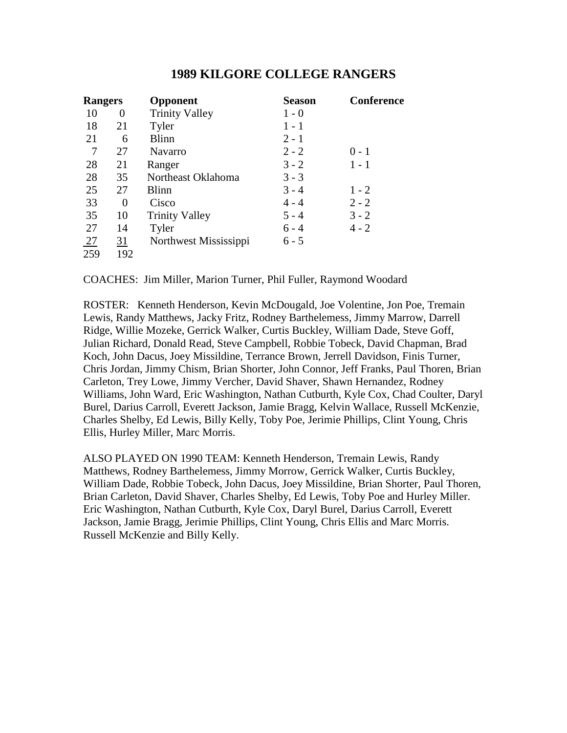# 1989 KILGORE COLLEGE RANGERS

| Rangers | | Opponent | Season | Conference |
|---|---|---|---|---|
| 10 | 0 | Trinity Valley | 1 - 0 | |
| 18 | 21 | Tyler | 1 - 1 | |
| 21 | 6 | Blinn | 2 - 1 | |
| 7 | 27 | Navarro | 2 - 2 | 0 - 1 |
| 28 | 21 | Ranger | 3 - 2 | 1 - 1 |
| 28 | 35 | Northeast Oklahoma | 3 - 3 | |
| 25 | 27 | Blinn | 3 - 4 | 1 - 2 |
| 33 | 0 | Cisco | 4 - 4 | 2 - 2 |
| 35 | 10 | Trinity Valley | 5 - 4 | 3 - 2 |
| 27 | 14 | Tyler | 6 - 4 | 4 - 2 |
| 27 | 31 | Northwest Mississippi | 6 - 5 | |
| 259 | 192 | | | |

COACHES: Jim Miller, Marion Turner, Phil Fuller, Raymond Woodard

ROSTER: Kenneth Henderson, Kevin McDougald, Joe Volentine, Jon Poe, Tremain Lewis, Randy Matthews, Jacky Fritz, Rodney Barthelemess, Jimmy Marrow, Darrell Ridge, Willie Mozeke, Gerrick Walker, Curtis Buckley, William Dade, Steve Goff, Julian Richard, Donald Read, Steve Campbell, Robbie Tobeck, David Chapman, Brad Koch, John Dacus, Joey Missildine, Terrance Brown, Jerrell Davidson, Finis Turner, Chris Jordan, Jimmy Chism, Brian Shorter, John Connor, Jeff Franks, Paul Thoren, Brian Carleton, Trey Lowe, Jimmy Vercher, David Shaver, Shawn Hernandez, Rodney Williams, John Ward, Eric Washington, Nathan Cutburth, Kyle Cox, Chad Coulter, Daryl Burel, Darius Carroll, Everett Jackson, Jamie Bragg, Kelvin Wallace, Russell McKenzie, Charles Shelby, Ed Lewis, Billy Kelly, Toby Poe, Jerimie Phillips, Clint Young, Chris Ellis, Hurley Miller, Marc Morris.

ALSO PLAYED ON 1990 TEAM: Kenneth Henderson, Tremain Lewis, Randy Matthews, Rodney Barthelemess, Jimmy Morrow, Gerrick Walker, Curtis Buckley, William Dade, Robbie Tobeck, John Dacus, Joey Missildine, Brian Shorter, Paul Thoren, Brian Carleton, David Shaver, Charles Shelby, Ed Lewis, Toby Poe and Hurley Miller. Eric Washington, Nathan Cutburth, Kyle Cox, Daryl Burel, Darius Carroll, Everett Jackson, Jamie Bragg, Jerimie Phillips, Clint Young, Chris Ellis and Marc Morris. Russell McKenzie and Billy Kelly.